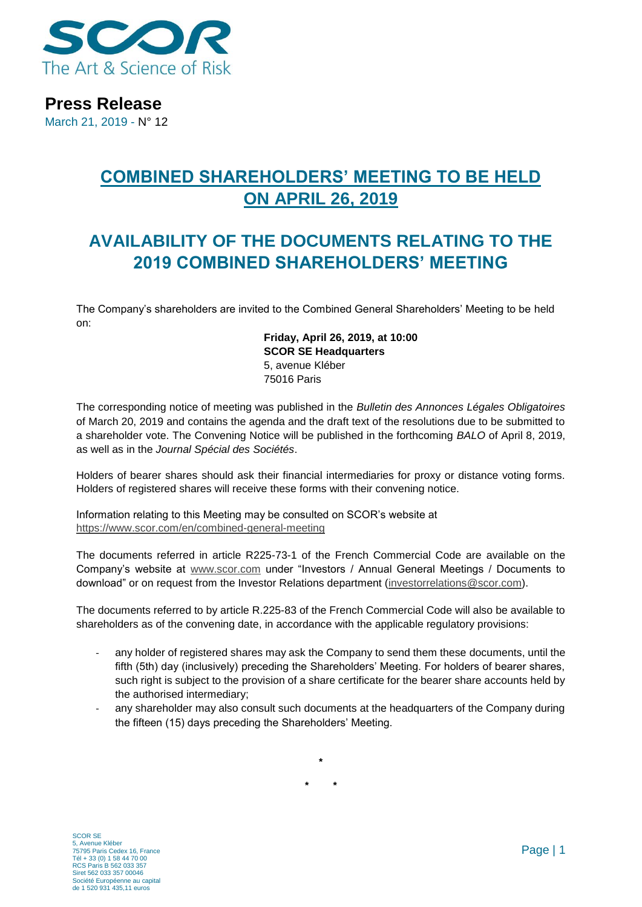SCOR

The Art & Science of Risk

**Press Release**

March 21, 2019 - N° 12

# COMBINED SHAREHOLDERS' MEETING TO BE HELD ON APRIL 26, 2019

# AVAILABILITY OF THE DOCUMENTS RELATING TO THE 2019 COMBINED SHAREHOLDERS' MEETING

The Company's shareholders are invited to the Combined General Shareholders' Meeting to be held on:

**Friday, April 26, 2019, at 10:00**
**SCOR SE Headquarters**
5, avenue Kléber
75016 Paris

The corresponding notice of meeting was published in the *Bulletin des Annonces Légales Obligatoires* of March 20, 2019 and contains the agenda and the draft text of the resolutions due to be submitted to a shareholder vote. The Convening Notice will be published in the forthcoming *BALO* of April 8, 2019, as well as in the *Journal Spécial des Sociétés*.

Holders of bearer shares should ask their financial intermediaries for proxy or distance voting forms. Holders of registered shares will receive these forms with their convening notice.

Information relating to this Meeting may be consulted on SCOR's website at https://www.scor.com/en/combined-general-meeting

The documents referred in article R225-73-1 of the French Commercial Code are available on the Company's website at www.scor.com under "Investors / Annual General Meetings / Documents to download" or on request from the Investor Relations department (investorrelations@scor.com).

The documents referred to by article R.225-83 of the French Commercial Code will also be available to shareholders as of the convening date, in accordance with the applicable regulatory provisions:

- any holder of registered shares may ask the Company to send them these documents, until the fifth (5th) day (inclusively) preceding the Shareholders' Meeting. For holders of bearer shares, such right is subject to the provision of a share certificate for the bearer share accounts held by the authorised intermediary;
- any shareholder may also consult such documents at the headquarters of the Company during the fifteen (15) days preceding the Shareholders' Meeting.

\*

\* \*

SCOR SE
5, Avenue Kléber
75795 Paris Cedex 16, France
Tél + 33 (0) 1 58 44 70 00
RCS Paris B 562 033 357
Siret 562 033 357 00046
Société Européenne au capital de 1 520 931 435,11 euros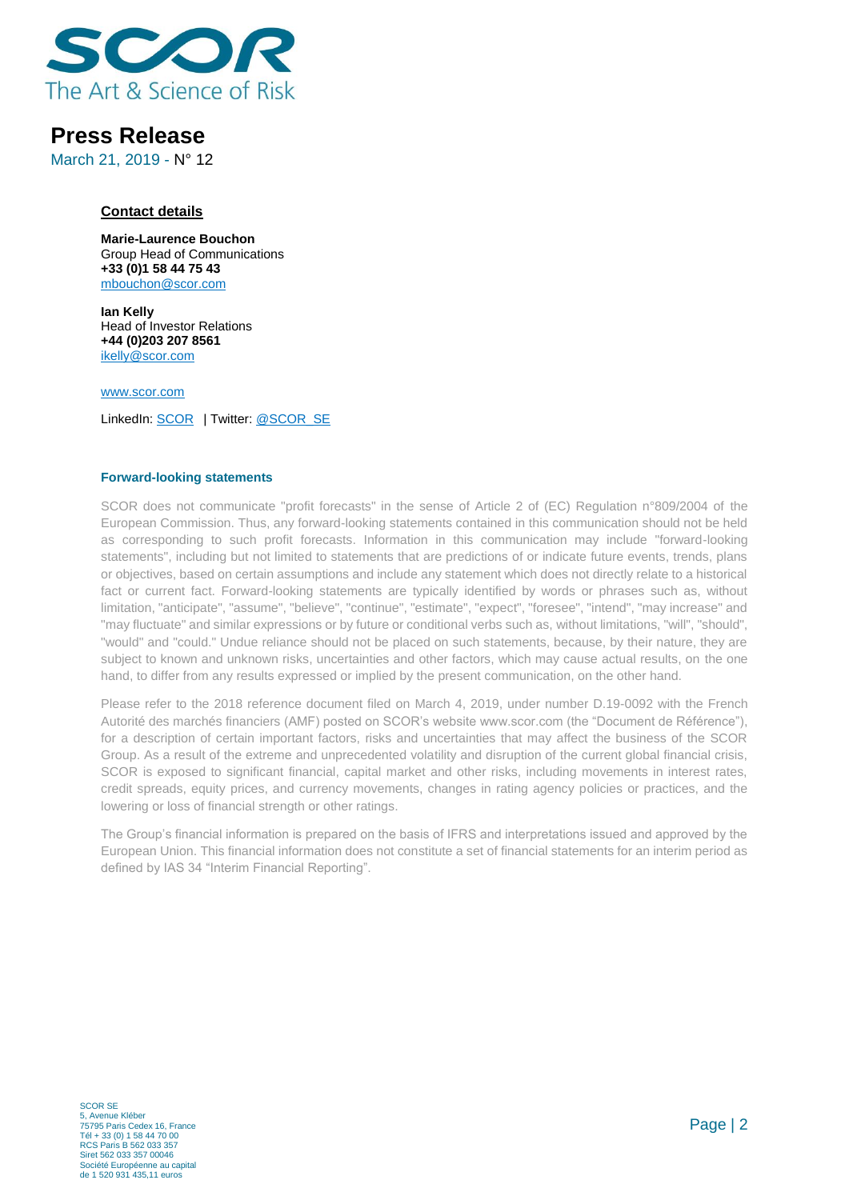**Press Release**

March 21, 2019 - N° 12

**Contact details**

**Marie-Laurence Bouchon**
Group Head of Communications
**+33 (0)1 58 44 75 43**
mbouchon@scor.com

**Ian Kelly**
Head of Investor Relations
**+44 (0)203 207 8561**
ikelly@scor.com

www.scor.com

LinkedIn: SCOR | Twitter: @SCOR_SE

**Forward-looking statements**

SCOR does not communicate "profit forecasts" in the sense of Article 2 of (EC) Regulation n°809/2004 of the European Commission. Thus, any forward-looking statements contained in this communication should not be held as corresponding to such profit forecasts. Information in this communication may include "forward-looking statements", including but not limited to statements that are predictions of or indicate future events, trends, plans or objectives, based on certain assumptions and include any statement which does not directly relate to a historical fact or current fact. Forward-looking statements are typically identified by words or phrases such as, without limitation, "anticipate", "assume", "believe", "continue", "estimate", "expect", "foresee", "intend", "may increase" and "may fluctuate" and similar expressions or by future or conditional verbs such as, without limitations, "will", "should", "would" and "could." Undue reliance should not be placed on such statements, because, by their nature, they are subject to known and unknown risks, uncertainties and other factors, which may cause actual results, on the one hand, to differ from any results expressed or implied by the present communication, on the other hand.

Please refer to the 2018 reference document filed on March 4, 2019, under number D.19-0092 with the French Autorité des marchés financiers (AMF) posted on SCOR's website www.scor.com (the "Document de Référence"), for a description of certain important factors, risks and uncertainties that may affect the business of the SCOR Group. As a result of the extreme and unprecedented volatility and disruption of the current global financial crisis, SCOR is exposed to significant financial, capital market and other risks, including movements in interest rates, credit spreads, equity prices, and currency movements, changes in rating agency policies or practices, and the lowering or loss of financial strength or other ratings.

The Group's financial information is prepared on the basis of IFRS and interpretations issued and approved by the European Union. This financial information does not constitute a set of financial statements for an interim period as defined by IAS 34 "Interim Financial Reporting".

SCOR SE
5, Avenue Kléber
75795 Paris Cedex 16, France
Tél + 33 (0) 1 58 44 70 00
RCS Paris B 562 033 357
Siret 562 033 357 00046
Société Européenne au capital
de 1 520 931 435,11 euros